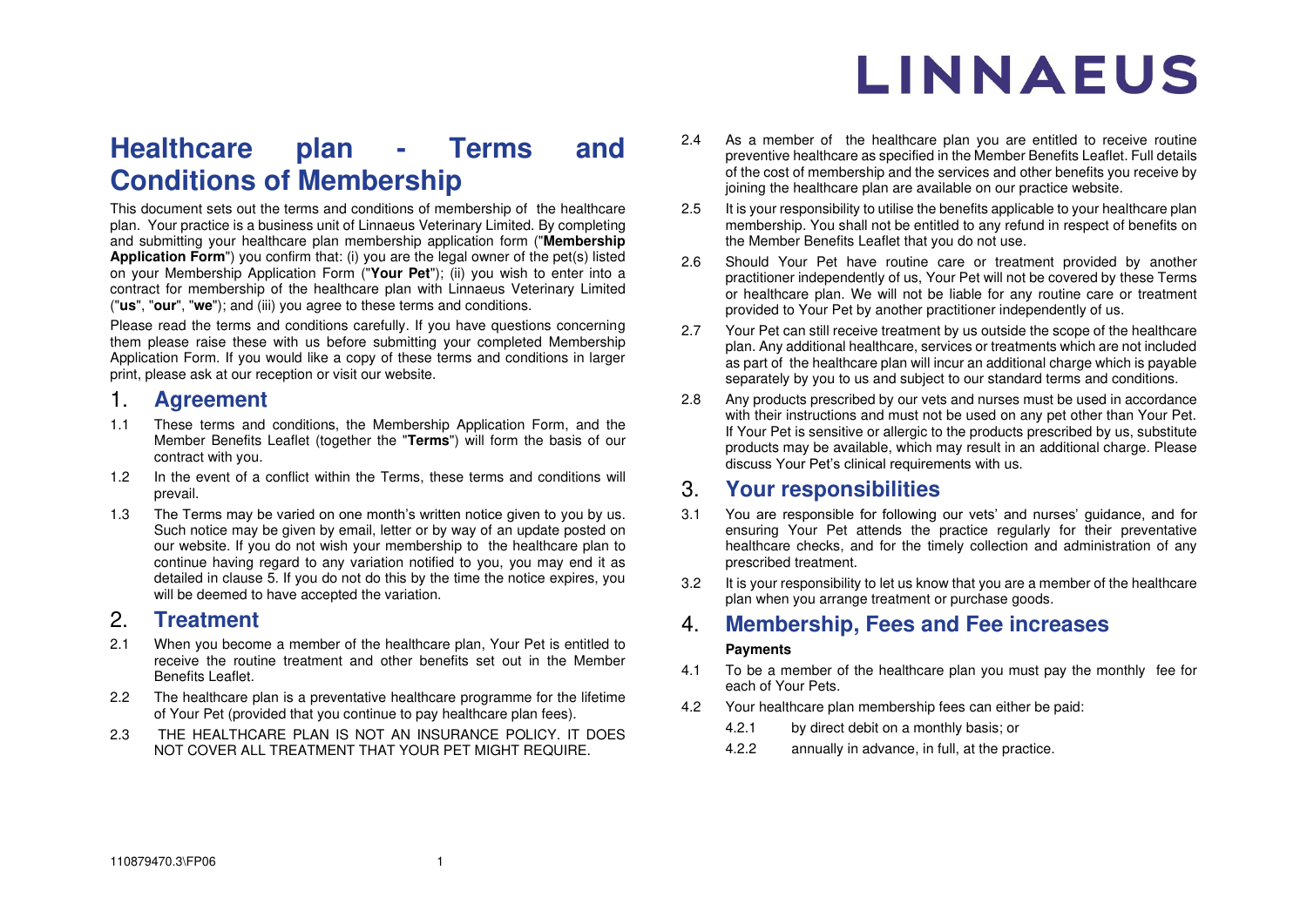LINNAEUS

# Healthcare plan - Terms and Conditions of Membership

This document sets out the terms and conditions of membership of the healthcare plan. Your practice is a business unit of Linnaeus Veterinary Limited. By completing and submitting your healthcare plan membership application form ("**Membership Application Form**") you confirm that: (i) you are the legal owner of the pet(s) listed on your Membership Application Form ("**Your Pet**"); (ii) you wish to enter into a contract for membership of the healthcare plan with Linnaeus Veterinary Limited ("**us**", "**our**", "**we**"); and (iii) you agree to these terms and conditions.

Please read the terms and conditions carefully. If you have questions concerning them please raise these with us before submitting your completed Membership Application Form. If you would like a copy of these terms and conditions in larger print, please ask at our reception or visit our website.

## 1. Agreement

1.1 These terms and conditions, the Membership Application Form, and the Member Benefits Leaflet (together the "**Terms**") will form the basis of our contract with you.

1.2 In the event of a conflict within the Terms, these terms and conditions will prevail.

1.3 The Terms may be varied on one month's written notice given to you by us. Such notice may be given by email, letter or by way of an update posted on our website. If you do not wish your membership to the healthcare plan to continue having regard to any variation notified to you, you may end it as detailed in clause 5. If you do not do this by the time the notice expires, you will be deemed to have accepted the variation.

## 2. Treatment

2.1 When you become a member of the healthcare plan, Your Pet is entitled to receive the routine treatment and other benefits set out in the Member Benefits Leaflet.

2.2 The healthcare plan is a preventative healthcare programme for the lifetime of Your Pet (provided that you continue to pay healthcare plan fees).

2.3 THE HEALTHCARE PLAN IS NOT AN INSURANCE POLICY. IT DOES NOT COVER ALL TREATMENT THAT YOUR PET MIGHT REQUIRE.

2.4 As a member of the healthcare plan you are entitled to receive routine preventive healthcare as specified in the Member Benefits Leaflet. Full details of the cost of membership and the services and other benefits you receive by joining the healthcare plan are available on our practice website.

2.5 It is your responsibility to utilise the benefits applicable to your healthcare plan membership. You shall not be entitled to any refund in respect of benefits on the Member Benefits Leaflet that you do not use.

2.6 Should Your Pet have routine care or treatment provided by another practitioner independently of us, Your Pet will not be covered by these Terms or healthcare plan. We will not be liable for any routine care or treatment provided to Your Pet by another practitioner independently of us.

2.7 Your Pet can still receive treatment by us outside the scope of the healthcare plan. Any additional healthcare, services or treatments which are not included as part of the healthcare plan will incur an additional charge which is payable separately by you to us and subject to our standard terms and conditions.

2.8 Any products prescribed by our vets and nurses must be used in accordance with their instructions and must not be used on any pet other than Your Pet. If Your Pet is sensitive or allergic to the products prescribed by us, substitute products may be available, which may result in an additional charge. Please discuss Your Pet's clinical requirements with us.

## 3. Your responsibilities

3.1 You are responsible for following our vets' and nurses' guidance, and for ensuring Your Pet attends the practice regularly for their preventative healthcare checks, and for the timely collection and administration of any prescribed treatment.

3.2 It is your responsibility to let us know that you are a member of the healthcare plan when you arrange treatment or purchase goods.

## 4. Membership, Fees and Fee increases

**Payments**

4.1 To be a member of the healthcare plan you must pay the monthly fee for each of Your Pets.

4.2 Your healthcare plan membership fees can either be paid:

4.2.1 by direct debit on a monthly basis; or

4.2.2 annually in advance, in full, at the practice.

110879470.3\FP06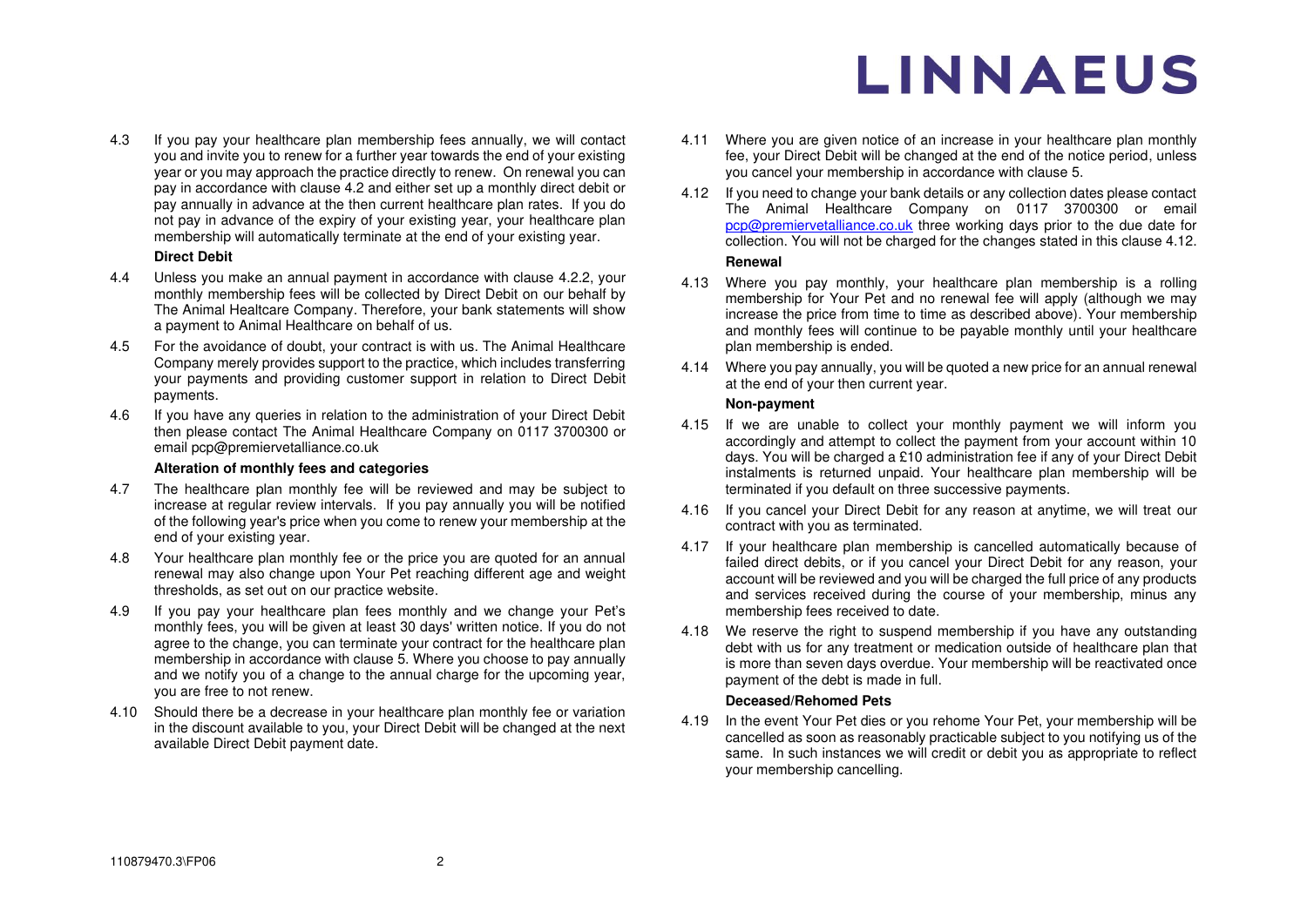4.3 If you pay your healthcare plan membership fees annually, we will contact you and invite you to renew for a further year towards the end of your existing year or you may approach the practice directly to renew. On renewal you can pay in accordance with clause 4.2 and either set up a monthly direct debit or pay annually in advance at the then current healthcare plan rates. If you do not pay in advance of the expiry of your existing year, your healthcare plan membership will automatically terminate at the end of your existing year.

**Direct Debit**

4.4 Unless you make an annual payment in accordance with clause 4.2.2, your monthly membership fees will be collected by Direct Debit on our behalf by The Animal Healtcare Company. Therefore, your bank statements will show a payment to Animal Healthcare on behalf of us.

4.5 For the avoidance of doubt, your contract is with us. The Animal Healthcare Company merely provides support to the practice, which includes transferring your payments and providing customer support in relation to Direct Debit payments.

4.6 If you have any queries in relation to the administration of your Direct Debit then please contact The Animal Healthcare Company on 0117 3700300 or email pcp@premiervetalliance.co.uk

**Alteration of monthly fees and categories**

4.7 The healthcare plan monthly fee will be reviewed and may be subject to increase at regular review intervals. If you pay annually you will be notified of the following year's price when you come to renew your membership at the end of your existing year.

4.8 Your healthcare plan monthly fee or the price you are quoted for an annual renewal may also change upon Your Pet reaching different age and weight thresholds, as set out on our practice website.

4.9 If you pay your healthcare plan fees monthly and we change your Pet's monthly fees, you will be given at least 30 days' written notice. If you do not agree to the change, you can terminate your contract for the healthcare plan membership in accordance with clause 5. Where you choose to pay annually and we notify you of a change to the annual charge for the upcoming year, you are free to not renew.

4.10 Should there be a decrease in your healthcare plan monthly fee or variation in the discount available to you, your Direct Debit will be changed at the next available Direct Debit payment date.

4.11 Where you are given notice of an increase in your healthcare plan monthly fee, your Direct Debit will be changed at the end of the notice period, unless you cancel your membership in accordance with clause 5.

4.12 If you need to change your bank details or any collection dates please contact The Animal Healthcare Company on 0117 3700300 or email pcp@premiervetalliance.co.uk three working days prior to the due date for collection. You will not be charged for the changes stated in this clause 4.12.

**Renewal**

4.13 Where you pay monthly, your healthcare plan membership is a rolling membership for Your Pet and no renewal fee will apply (although we may increase the price from time to time as described above). Your membership and monthly fees will continue to be payable monthly until your healthcare plan membership is ended.

4.14 Where you pay annually, you will be quoted a new price for an annual renewal at the end of your then current year.

**Non-payment**

4.15 If we are unable to collect your monthly payment we will inform you accordingly and attempt to collect the payment from your account within 10 days. You will be charged a £10 administration fee if any of your Direct Debit instalments is returned unpaid. Your healthcare plan membership will be terminated if you default on three successive payments.

4.16 If you cancel your Direct Debit for any reason at anytime, we will treat our contract with you as terminated.

4.17 If your healthcare plan membership is cancelled automatically because of failed direct debits, or if you cancel your Direct Debit for any reason, your account will be reviewed and you will be charged the full price of any products and services received during the course of your membership, minus any membership fees received to date.

4.18 We reserve the right to suspend membership if you have any outstanding debt with us for any treatment or medication outside of healthcare plan that is more than seven days overdue. Your membership will be reactivated once payment of the debt is made in full.

**Deceased/Rehomed Pets**

4.19 In the event Your Pet dies or you rehome Your Pet, your membership will be cancelled as soon as reasonably practicable subject to you notifying us of the same. In such instances we will credit or debit you as appropriate to reflect your membership cancelling.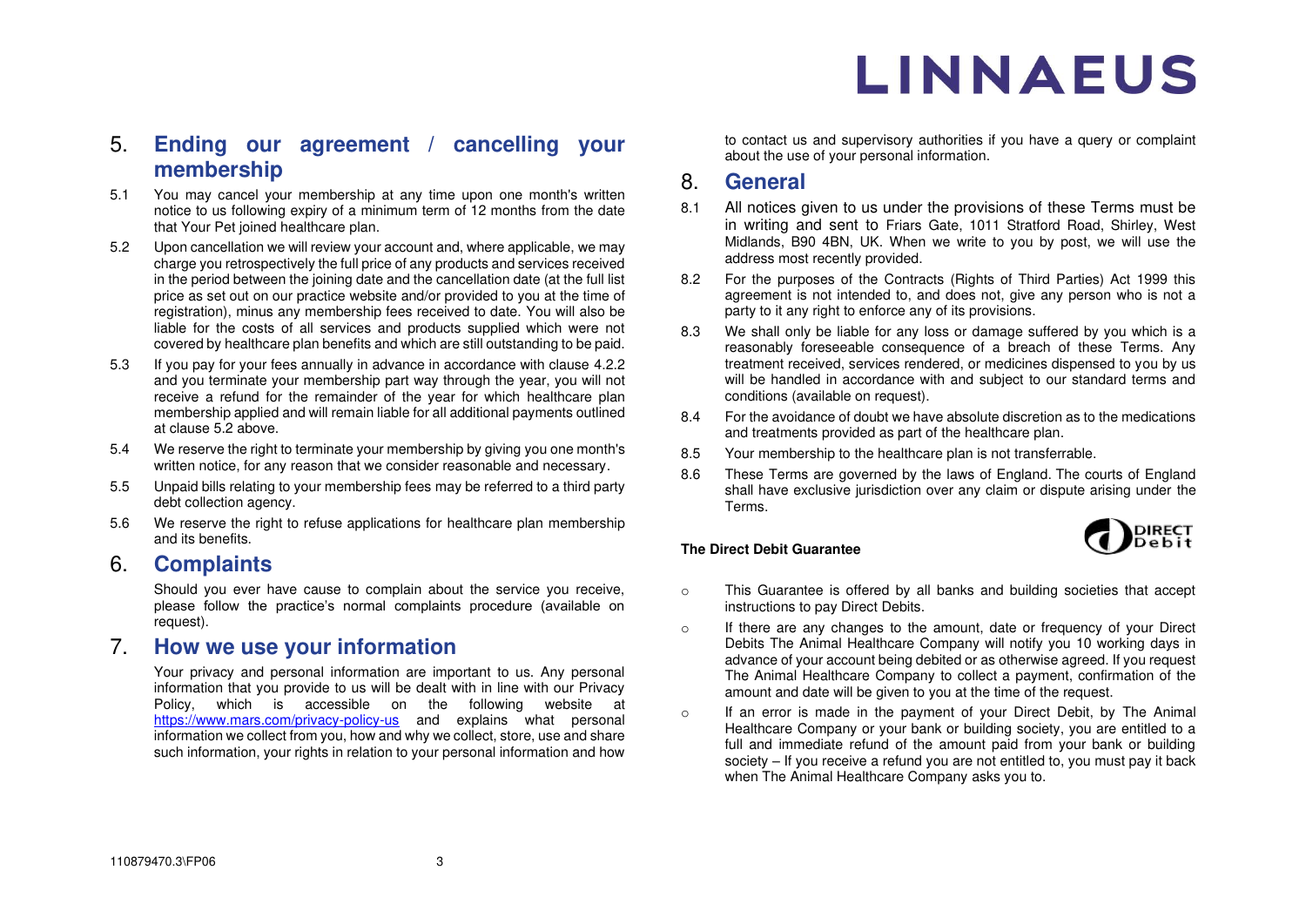## 5. Ending our agreement / cancelling your membership

5.1 You may cancel your membership at any time upon one month's written notice to us following expiry of a minimum term of 12 months from the date that Your Pet joined healthcare plan.

5.2 Upon cancellation we will review your account and, where applicable, we may charge you retrospectively the full price of any products and services received in the period between the joining date and the cancellation date (at the full list price as set out on our practice website and/or provided to you at the time of registration), minus any membership fees received to date. You will also be liable for the costs of all services and products supplied which were not covered by healthcare plan benefits and which are still outstanding to be paid.

5.3 If you pay for your fees annually in advance in accordance with clause 4.2.2 and you terminate your membership part way through the year, you will not receive a refund for the remainder of the year for which healthcare plan membership applied and will remain liable for all additional payments outlined at clause 5.2 above.

5.4 We reserve the right to terminate your membership by giving you one month's written notice, for any reason that we consider reasonable and necessary.

5.5 Unpaid bills relating to your membership fees may be referred to a third party debt collection agency.

5.6 We reserve the right to refuse applications for healthcare plan membership and its benefits.

## 6. Complaints

Should you ever have cause to complain about the service you receive, please follow the practice's normal complaints procedure (available on request).

## 7. How we use your information

Your privacy and personal information are important to us. Any personal information that you provide to us will be dealt with in line with our Privacy Policy, which is accessible on the following website at https://www.mars.com/privacy-policy-us and explains what personal information we collect from you, how and why we collect, store, use and share such information, your rights in relation to your personal information and how to contact us and supervisory authorities if you have a query or complaint about the use of your personal information.

## 8. General

8.1 All notices given to us under the provisions of these Terms must be in writing and sent to Friars Gate, 1011 Stratford Road, Shirley, West Midlands, B90 4BN, UK. When we write to you by post, we will use the address most recently provided.

8.2 For the purposes of the Contracts (Rights of Third Parties) Act 1999 this agreement is not intended to, and does not, give any person who is not a party to it any right to enforce any of its provisions.

8.3 We shall only be liable for any loss or damage suffered by you which is a reasonably foreseeable consequence of a breach of these Terms. Any treatment received, services rendered, or medicines dispensed to you by us will be handled in accordance with and subject to our standard terms and conditions (available on request).

8.4 For the avoidance of doubt we have absolute discretion as to the medications and treatments provided as part of the healthcare plan.

8.5 Your membership to the healthcare plan is not transferrable.

8.6 These Terms are governed by the laws of England. The courts of England shall have exclusive jurisdiction over any claim or dispute arising under the Terms.

**The Direct Debit Guarantee**

- This Guarantee is offered by all banks and building societies that accept instructions to pay Direct Debits.
- If there are any changes to the amount, date or frequency of your Direct Debits The Animal Healthcare Company will notify you 10 working days in advance of your account being debited or as otherwise agreed. If you request The Animal Healthcare Company to collect a payment, confirmation of the amount and date will be given to you at the time of the request.
- If an error is made in the payment of your Direct Debit, by The Animal Healthcare Company or your bank or building society, you are entitled to a full and immediate refund of the amount paid from your bank or building society – If you receive a refund you are not entitled to, you must pay it back when The Animal Healthcare Company asks you to.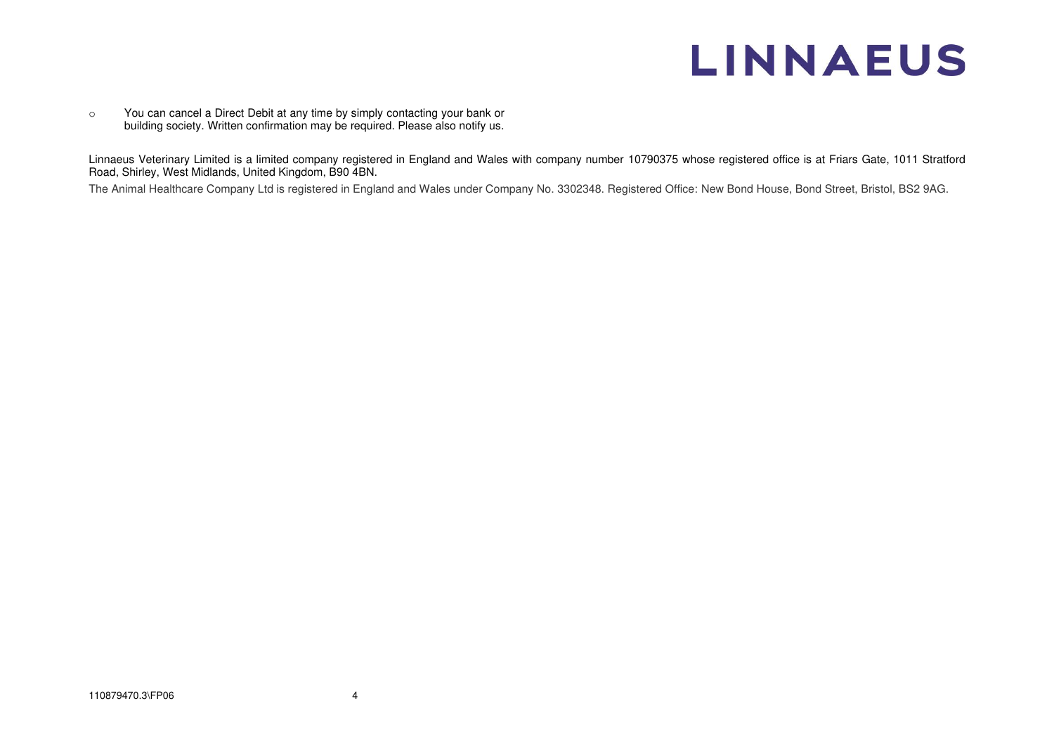- You can cancel a Direct Debit at any time by simply contacting your bank or building society. Written confirmation may be required. Please also notify us.

Linnaeus Veterinary Limited is a limited company registered in England and Wales with company number 10790375 whose registered office is at Friars Gate, 1011 Stratford Road, Shirley, West Midlands, United Kingdom, B90 4BN.

The Animal Healthcare Company Ltd is registered in England and Wales under Company No. 3302348. Registered Office: New Bond House, Bond Street, Bristol, BS2 9AG.